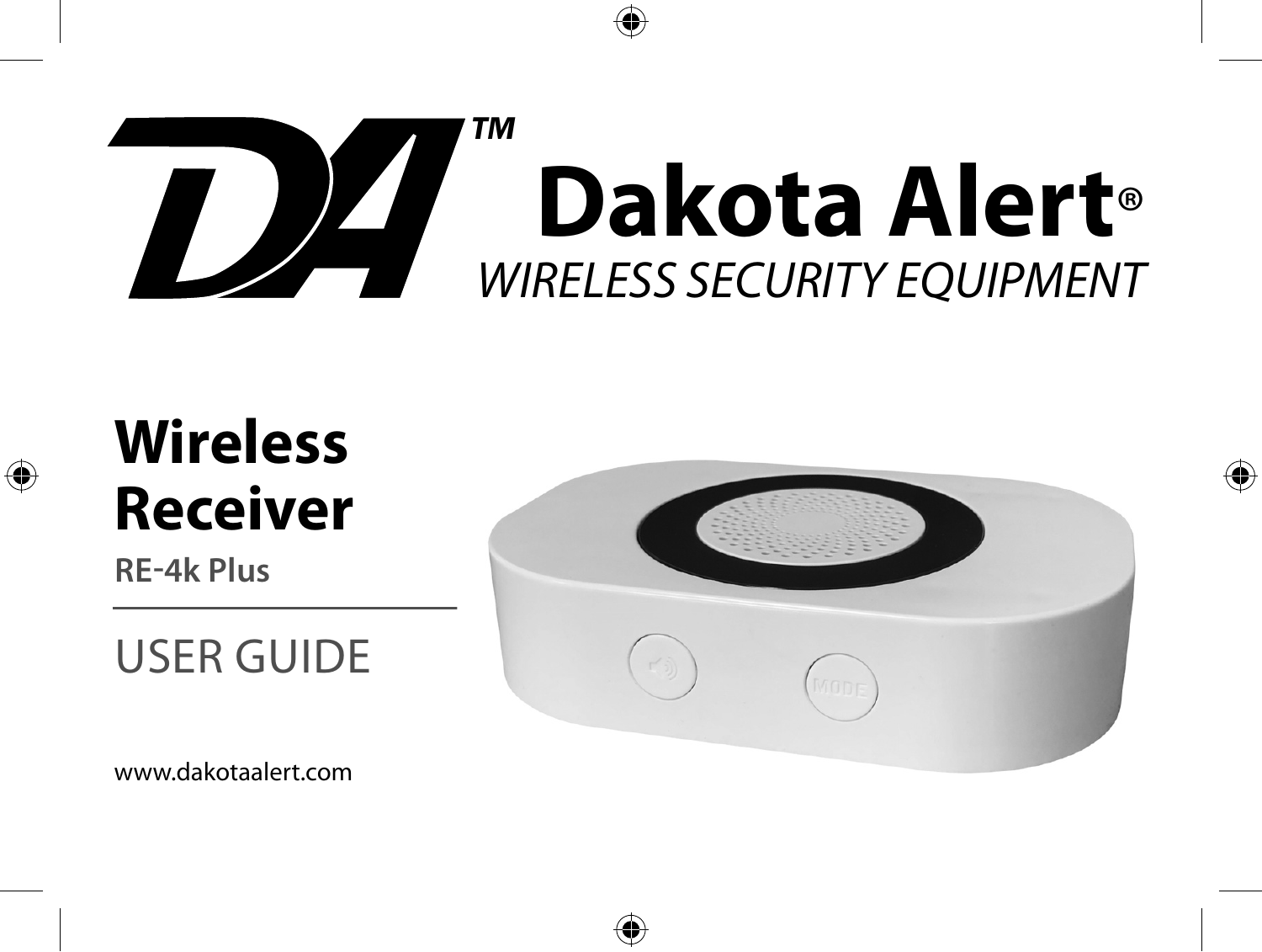# Dakota Alert®

*WIRELESS SECURITY EQUIPMENT*

# Wireless Receiver

**RE-4k Plus**

## USER GUIDE

www.dakotaalert.com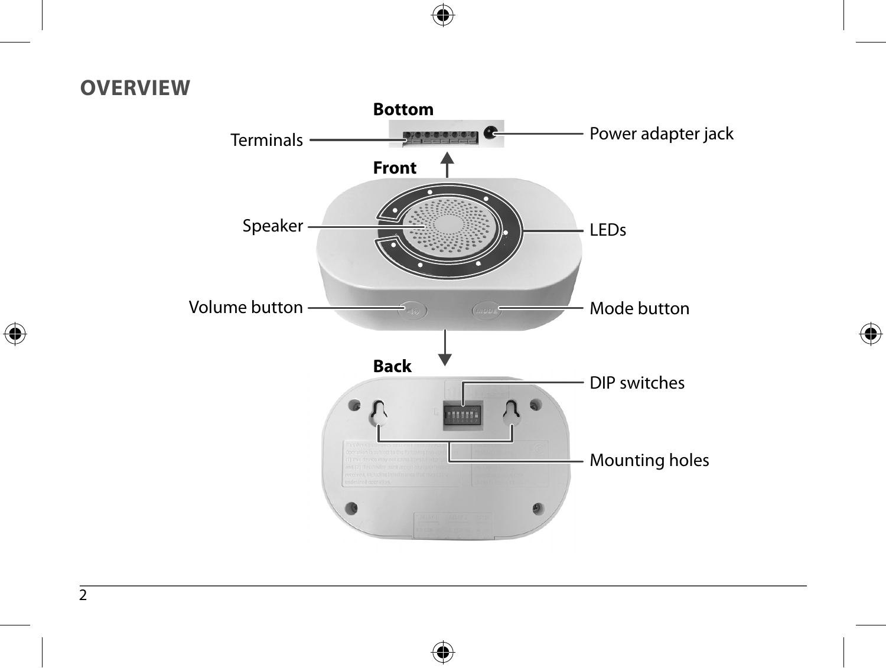## OVERVIEW

**Bottom**

Terminals

Power adapter jack

**Front**

Speaker

LEDs

Volume button

Mode button

**Back**

DIP switches

Mounting holes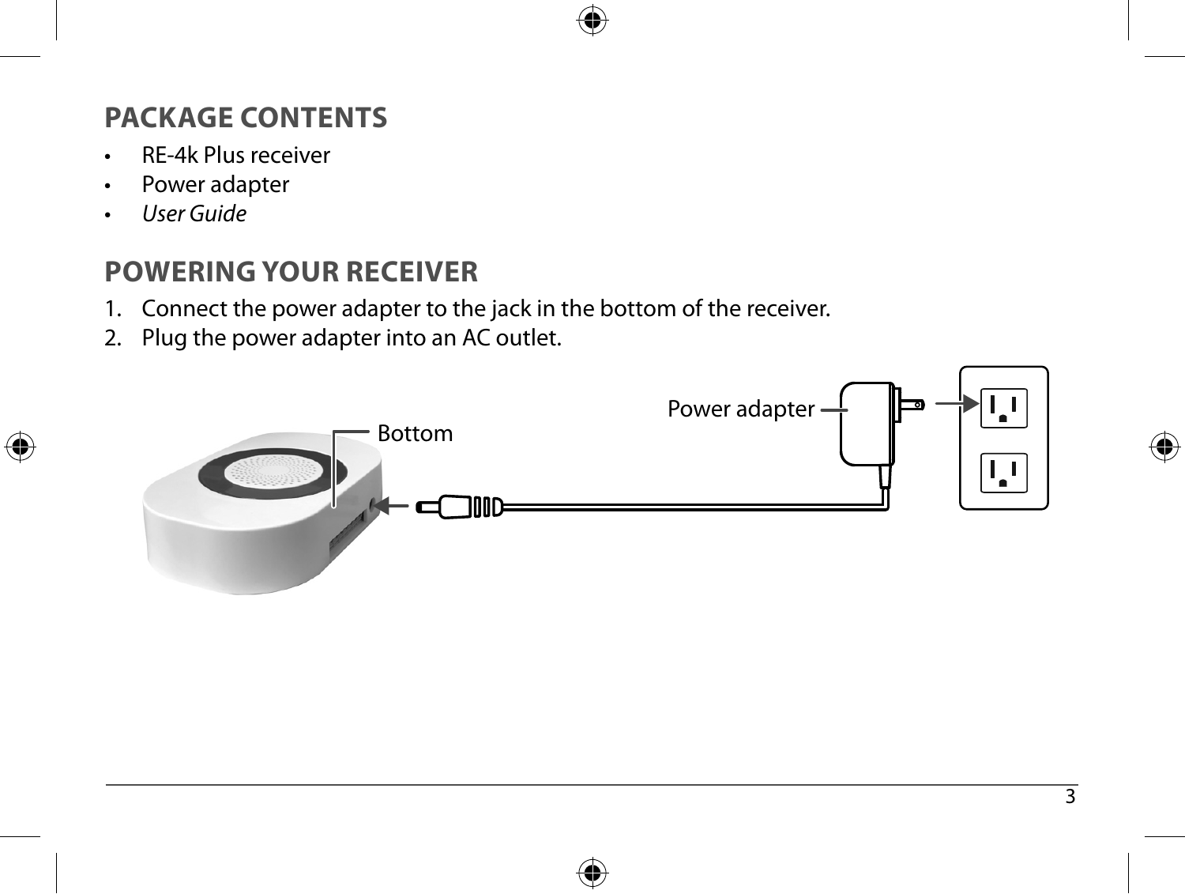## PACKAGE CONTENTS

- RE-4k Plus receiver
- Power adapter
- *User Guide*

## POWERING YOUR RECEIVER

1. Connect the power adapter to the jack in the bottom of the receiver.
2. Plug the power adapter into an AC outlet.

Power adapter

Bottom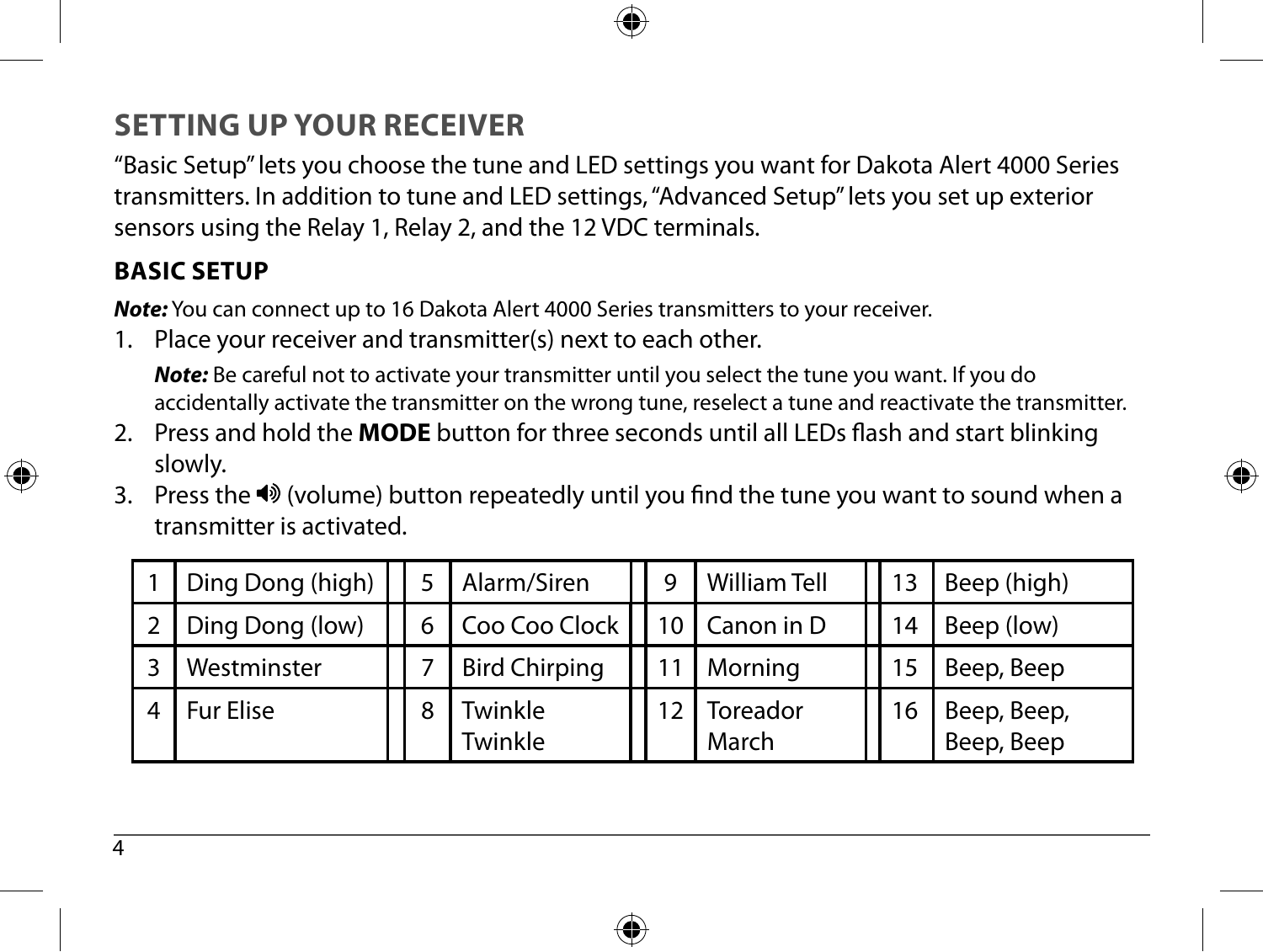## SETTING UP YOUR RECEIVER

"Basic Setup" lets you choose the tune and LED settings you want for Dakota Alert 4000 Series transmitters. In addition to tune and LED settings, "Advanced Setup" lets you set up exterior sensors using the Relay 1, Relay 2, and the 12 VDC terminals.

### BASIC SETUP

***Note:*** You can connect up to 16 Dakota Alert 4000 Series transmitters to your receiver.

1. Place your receiver and transmitter(s) next to each other.

   ***Note:*** Be careful not to activate your transmitter until you select the tune you want. If you do accidentally activate the transmitter on the wrong tune, reselect a tune and reactivate the transmitter.
2. Press and hold the **MODE** button for three seconds until all LEDs flash and start blinking slowly.
3. Press the 🔊 (volume) button repeatedly until you find the tune you want to sound when a transmitter is activated.

| | | | | | | | |
|---|---|---|---|---|---|---|---|
| 1 | Ding Dong (high) | 5 | Alarm/Siren | 9 | William Tell | 13 | Beep (high) |
| 2 | Ding Dong (low) | 6 | Coo Coo Clock | 10 | Canon in D | 14 | Beep (low) |
| 3 | Westminster | 7 | Bird Chirping | 11 | Morning | 15 | Beep, Beep |
| 4 | Fur Elise | 8 | Twinkle Twinkle | 12 | Toreador March | 16 | Beep, Beep, Beep, Beep |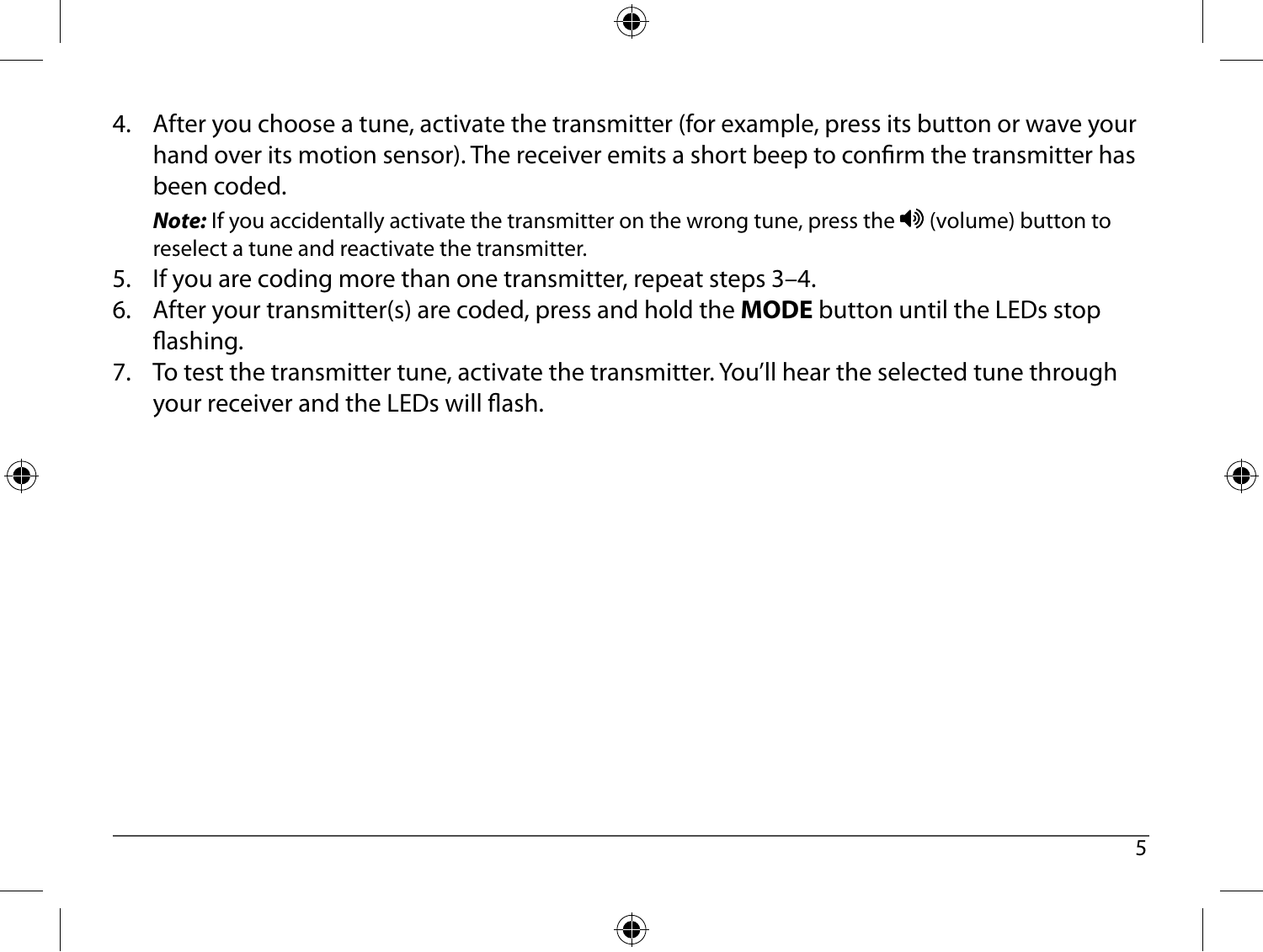4. After you choose a tune, activate the transmitter (for example, press its button or wave your hand over its motion sensor). The receiver emits a short beep to confirm the transmitter has been coded.

   ***Note:*** If you accidentally activate the transmitter on the wrong tune, press the 🔊 (volume) button to reselect a tune and reactivate the transmitter.
5. If you are coding more than one transmitter, repeat steps 3–4.
6. After your transmitter(s) are coded, press and hold the **MODE** button until the LEDs stop flashing.
7. To test the transmitter tune, activate the transmitter. You'll hear the selected tune through your receiver and the LEDs will flash.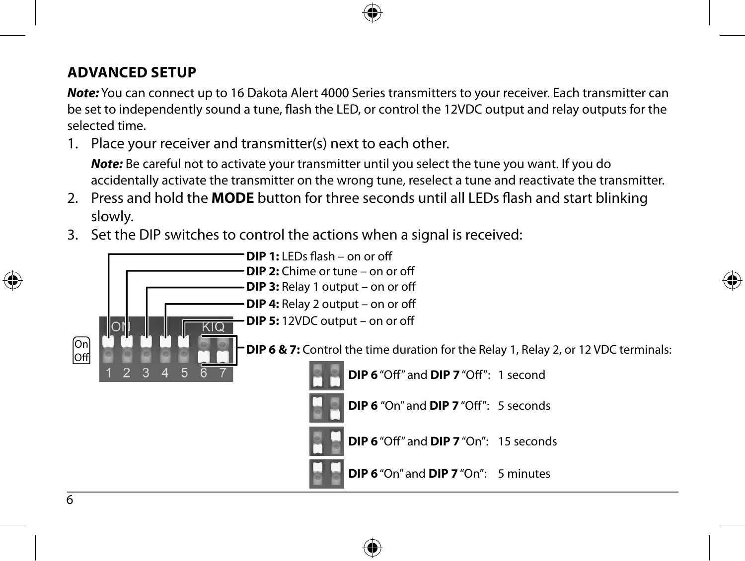## ADVANCED SETUP

***Note:*** You can connect up to 16 Dakota Alert 4000 Series transmitters to your receiver. Each transmitter can be set to independently sound a tune, flash the LED, or control the 12VDC output and relay outputs for the selected time.

1. Place your receiver and transmitter(s) next to each other.

   ***Note:*** Be careful not to activate your transmitter until you select the tune you want. If you do accidentally activate the transmitter on the wrong tune, reselect a tune and reactivate the transmitter.

2. Press and hold the **MODE** button for three seconds until all LEDs flash and start blinking slowly.
3. Set the DIP switches to control the actions when a signal is received:

- **DIP 1:** LEDs flash – on or off
- **DIP 2:** Chime or tune – on or off
- **DIP 3:** Relay 1 output – on or off
- **DIP 4:** Relay 2 output – on or off
- **DIP 5:** 12VDC output – on or off
- **DIP 6 & 7:** Control the time duration for the Relay 1, Relay 2, or 12 VDC terminals:

| Setting | Duration |
|---|---|
| **DIP 6** "Off" and **DIP 7** "Off": | 1 second |
| **DIP 6** "On" and **DIP 7** "Off": | 5 seconds |
| **DIP 6** "Off" and **DIP 7** "On": | 15 seconds |
| **DIP 6** "On" and **DIP 7** "On": | 5 minutes |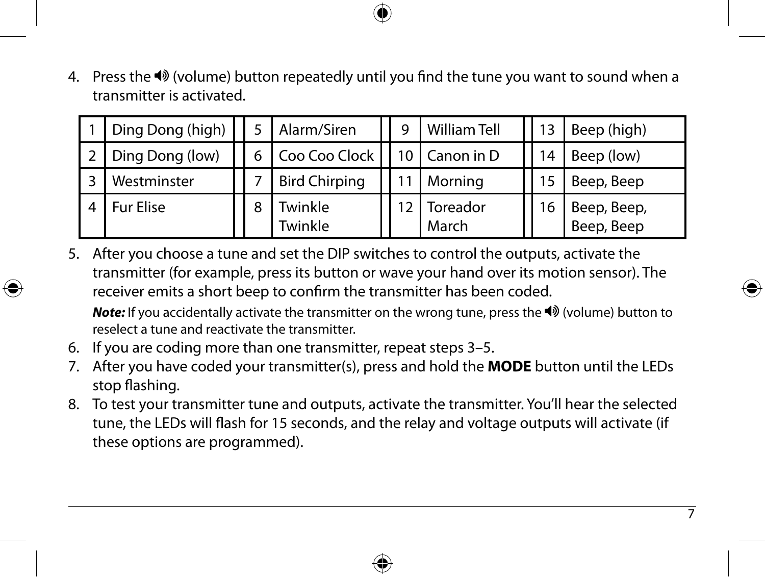4. Press the 🔊 (volume) button repeatedly until you find the tune you want to sound when a transmitter is activated.

| 1 | Ding Dong (high) | 5 | Alarm/Siren | 9 | William Tell | 13 | Beep (high) |
|---|---|---|---|---|---|---|---|
| 2 | Ding Dong (low) | 6 | Coo Coo Clock | 10 | Canon in D | 14 | Beep (low) |
| 3 | Westminster | 7 | Bird Chirping | 11 | Morning | 15 | Beep, Beep |
| 4 | Fur Elise | 8 | Twinkle Twinkle | 12 | Toreador March | 16 | Beep, Beep, Beep, Beep |

5. After you choose a tune and set the DIP switches to control the outputs, activate the transmitter (for example, press its button or wave your hand over its motion sensor). The receiver emits a short beep to confirm the transmitter has been coded.

   ***Note:*** If you accidentally activate the transmitter on the wrong tune, press the 🔊 (volume) button to reselect a tune and reactivate the transmitter.

6. If you are coding more than one transmitter, repeat steps 3–5.
7. After you have coded your transmitter(s), press and hold the **MODE** button until the LEDs stop flashing.
8. To test your transmitter tune and outputs, activate the transmitter. You'll hear the selected tune, the LEDs will flash for 15 seconds, and the relay and voltage outputs will activate (if these options are programmed).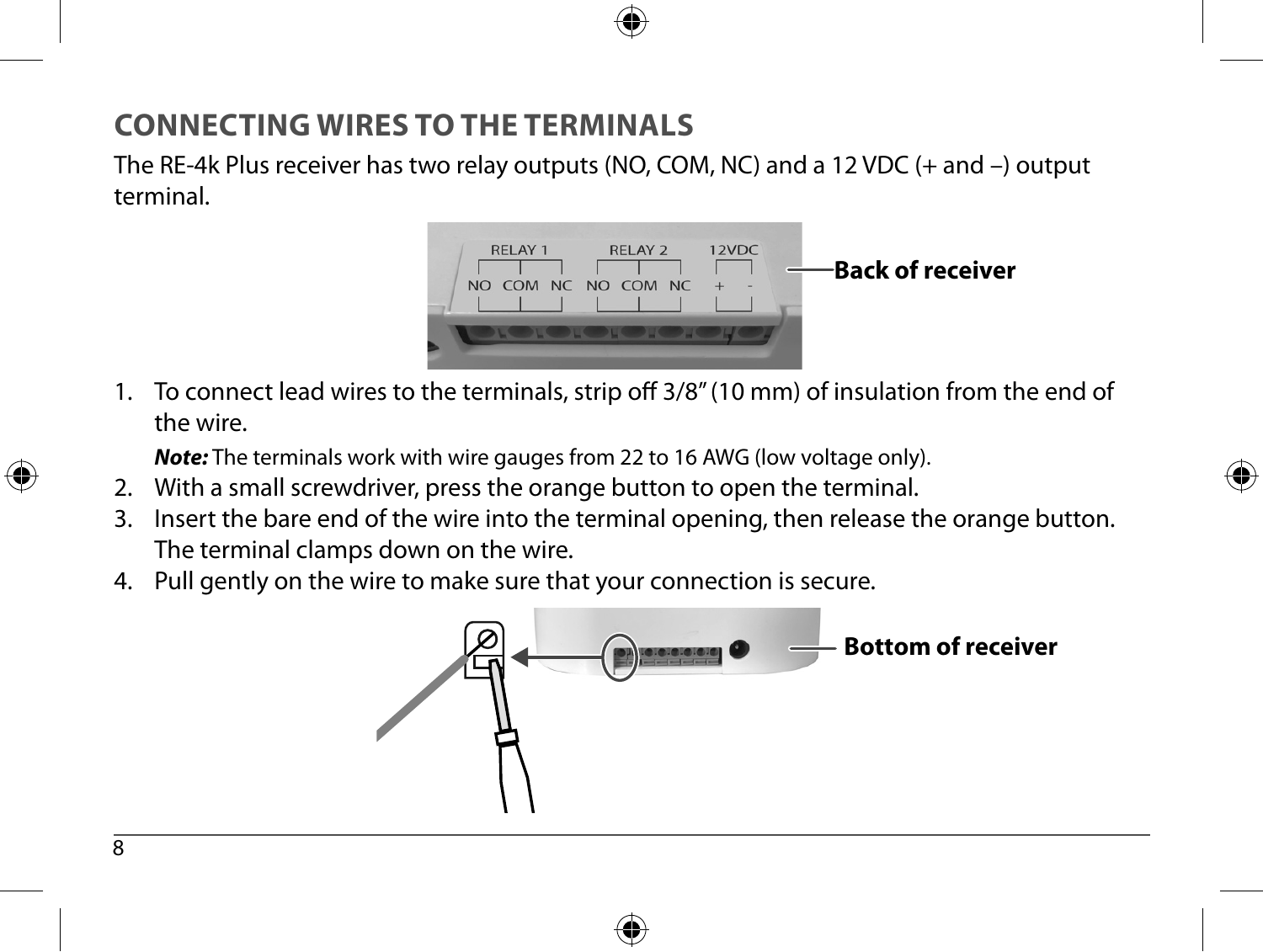## CONNECTING WIRES TO THE TERMINALS

The RE-4k Plus receiver has two relay outputs (NO, COM, NC) and a 12 VDC (+ and –) output terminal.

Back of receiver

1. To connect lead wires to the terminals, strip off 3/8" (10 mm) of insulation from the end of the wire.

   ***Note:*** The terminals work with wire gauges from 22 to 16 AWG (low voltage only).

2. With a small screwdriver, press the orange button to open the terminal.
3. Insert the bare end of the wire into the terminal opening, then release the orange button. The terminal clamps down on the wire.
4. Pull gently on the wire to make sure that your connection is secure.

Bottom of receiver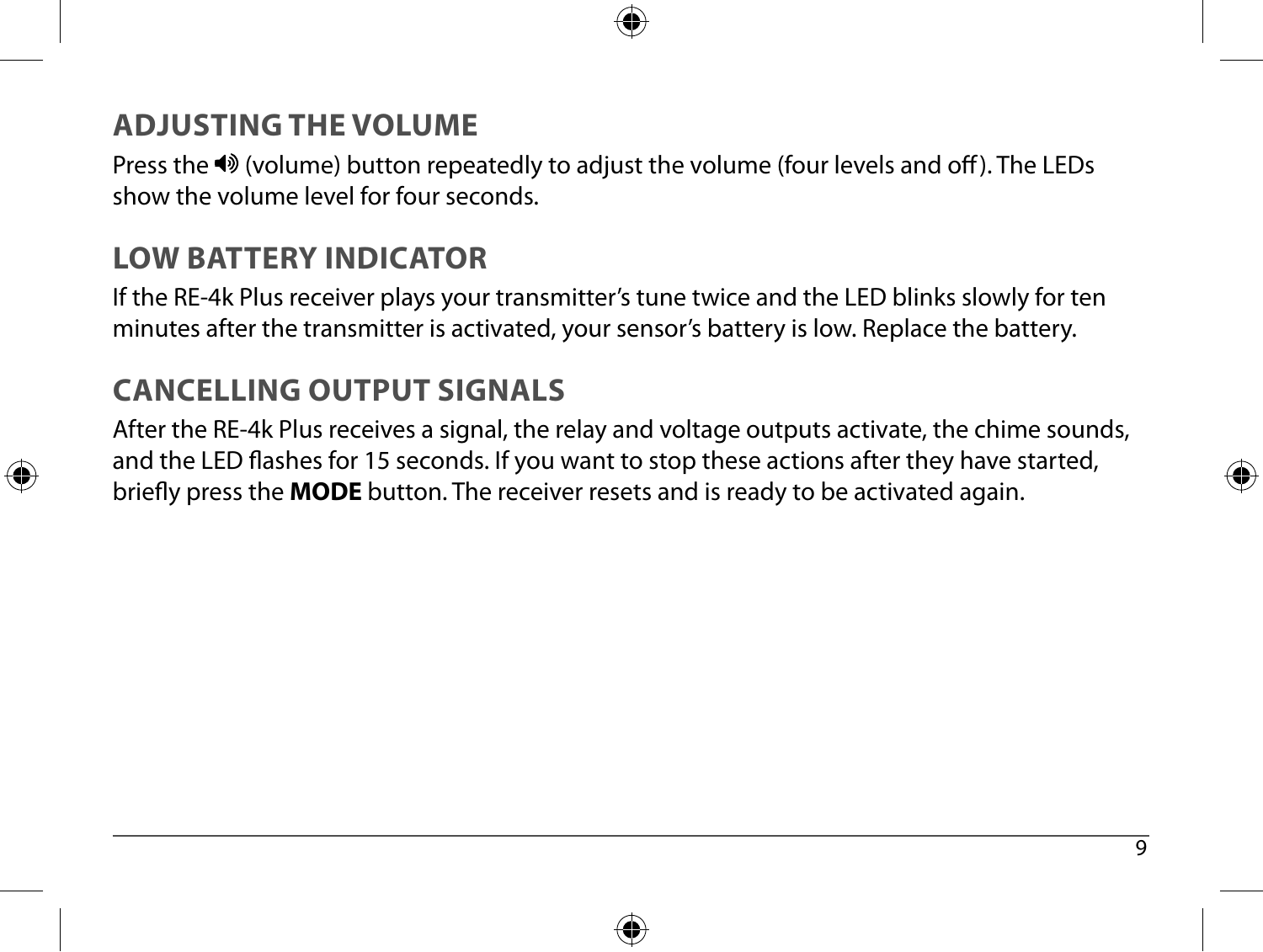## ADJUSTING THE VOLUME

Press the 🔊 (volume) button repeatedly to adjust the volume (four levels and off). The LEDs show the volume level for four seconds.

## LOW BATTERY INDICATOR

If the RE-4k Plus receiver plays your transmitter's tune twice and the LED blinks slowly for ten minutes after the transmitter is activated, your sensor's battery is low. Replace the battery.

## CANCELLING OUTPUT SIGNALS

After the RE-4k Plus receives a signal, the relay and voltage outputs activate, the chime sounds, and the LED flashes for 15 seconds. If you want to stop these actions after they have started, briefly press the **MODE** button. The receiver resets and is ready to be activated again.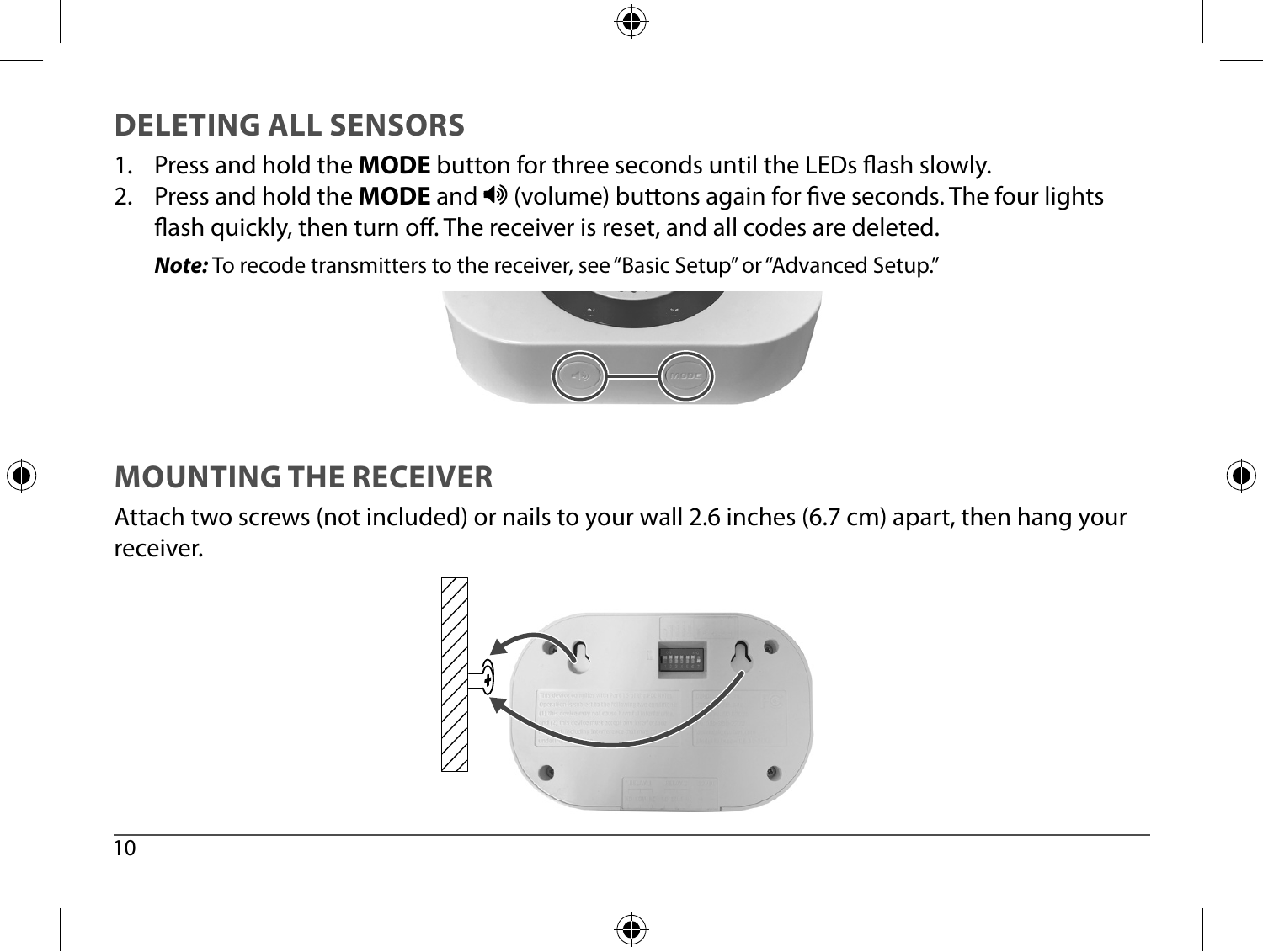## DELETING ALL SENSORS

1. Press and hold the **MODE** button for three seconds until the LEDs flash slowly.
2. Press and hold the **MODE** and 🔊 (volume) buttons again for five seconds. The four lights flash quickly, then turn off. The receiver is reset, and all codes are deleted.

   ***Note:*** To recode transmitters to the receiver, see "Basic Setup" or "Advanced Setup."

## MOUNTING THE RECEIVER

Attach two screws (not included) or nails to your wall 2.6 inches (6.7 cm) apart, then hang your receiver.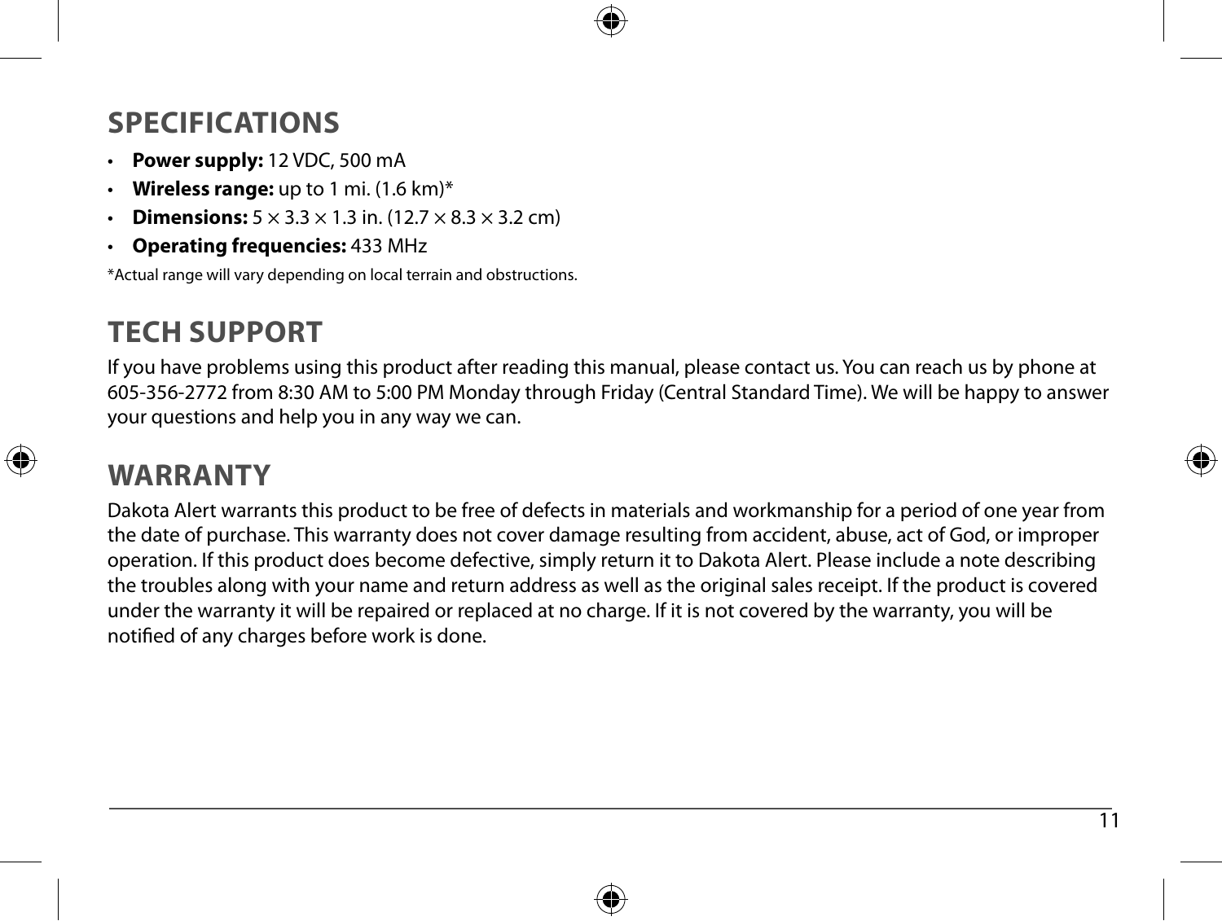## SPECIFICATIONS

- **Power supply:** 12 VDC, 500 mA
- **Wireless range:** up to 1 mi. (1.6 km)*
- **Dimensions:** 5 × 3.3 × 1.3 in. (12.7 × 8.3 × 3.2 cm)
- **Operating frequencies:** 433 MHz

*Actual range will vary depending on local terrain and obstructions.

## TECH SUPPORT

If you have problems using this product after reading this manual, please contact us. You can reach us by phone at 605-356-2772 from 8:30 AM to 5:00 PM Monday through Friday (Central Standard Time). We will be happy to answer your questions and help you in any way we can.

## WARRANTY

Dakota Alert warrants this product to be free of defects in materials and workmanship for a period of one year from the date of purchase. This warranty does not cover damage resulting from accident, abuse, act of God, or improper operation. If this product does become defective, simply return it to Dakota Alert. Please include a note describing the troubles along with your name and return address as well as the original sales receipt. If the product is covered under the warranty it will be repaired or replaced at no charge. If it is not covered by the warranty, you will be notified of any charges before work is done.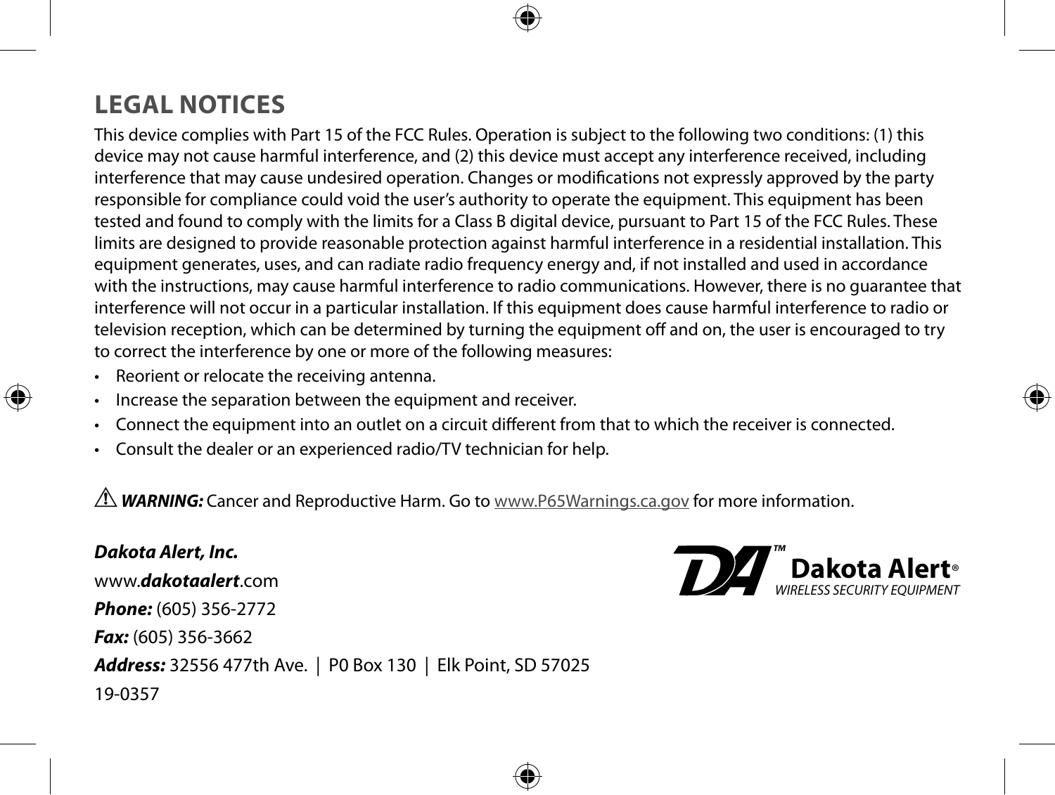## LEGAL NOTICES

This device complies with Part 15 of the FCC Rules. Operation is subject to the following two conditions: (1) this device may not cause harmful interference, and (2) this device must accept any interference received, including interference that may cause undesired operation. Changes or modifications not expressly approved by the party responsible for compliance could void the user's authority to operate the equipment. This equipment has been tested and found to comply with the limits for a Class B digital device, pursuant to Part 15 of the FCC Rules. These limits are designed to provide reasonable protection against harmful interference in a residential installation. This equipment generates, uses, and can radiate radio frequency energy and, if not installed and used in accordance with the instructions, may cause harmful interference to radio communications. However, there is no guarantee that interference will not occur in a particular installation. If this equipment does cause harmful interference to radio or television reception, which can be determined by turning the equipment off and on, the user is encouraged to try to correct the interference by one or more of the following measures:

- Reorient or relocate the receiving antenna.
- Increase the separation between the equipment and receiver.
- Connect the equipment into an outlet on a circuit different from that to which the receiver is connected.
- Consult the dealer or an experienced radio/TV technician for help.

⚠ ***WARNING:*** Cancer and Reproductive Harm. Go to www.P65Warnings.ca.gov for more information.

***Dakota Alert, Inc.***

www.***dakotaalert***.com

***Phone:*** (605) 356-2772

***Fax:*** (605) 356-3662

***Address:*** 32556 477th Ave. | P0 Box 130 | Elk Point, SD 57025

19-0357

DA™ Dakota Alert®
*WIRELESS SECURITY EQUIPMENT*